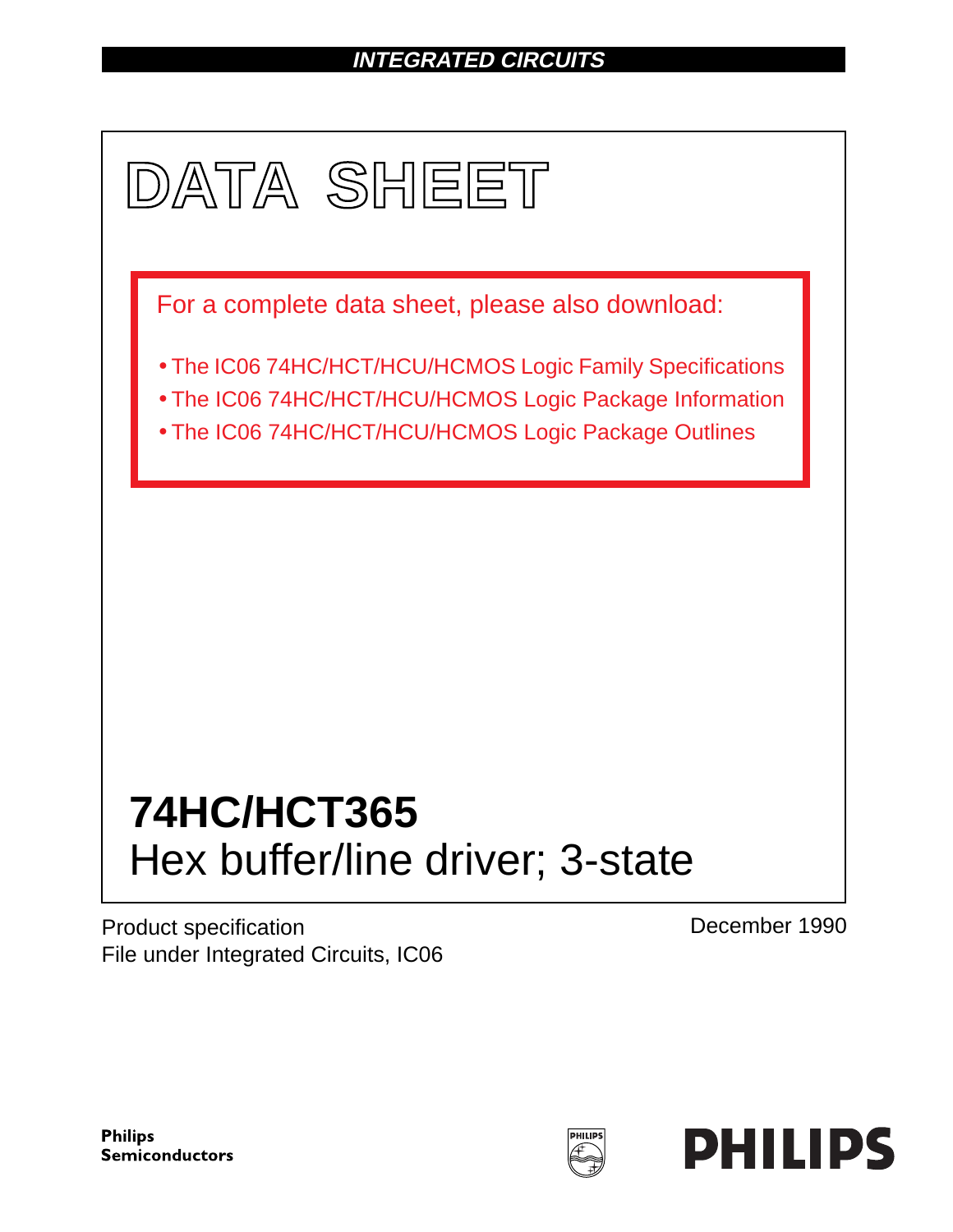**INTEGRATED CIRCUITS**

# DATA SHEET

For a complete data sheet, please also download:

- The IC06 74HC/HCT/HCU/HCMOS Logic Family Specifications
- The IC06 74HC/HCT/HCU/HCMOS Logic Package Information
- The IC06 74HC/HCT/HCU/HCMOS Logic Package Outlines

# 74HC/HCT365

## Hex buffer/line driver; 3-state

Product specification
File under Integrated Circuits, IC06

December 1990

**Philips Semiconductors**

**PHILIPS**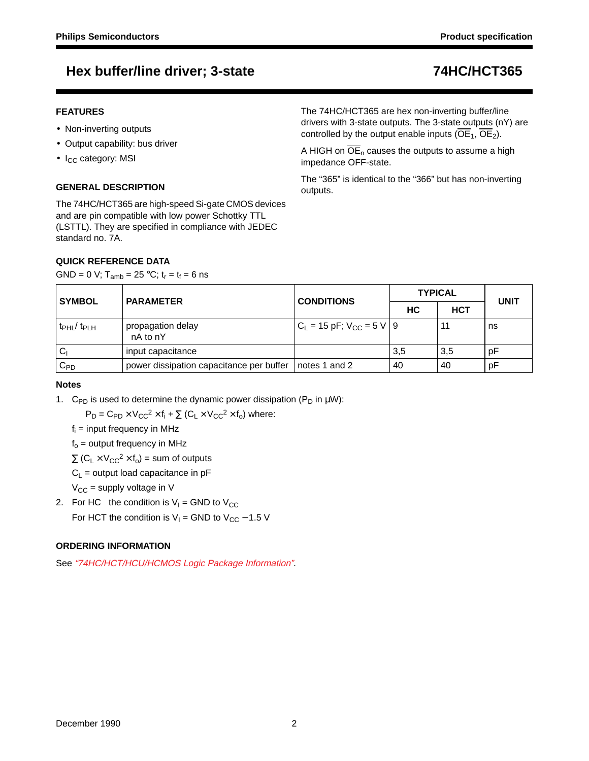# Hex buffer/line driver; 3-state

# 74HC/HCT365

## FEATURES

- Non-inverting outputs
- Output capability: bus driver
- $I_{CC}$ category: MSI

## GENERAL DESCRIPTION

The 74HC/HCT365 are high-speed Si-gate CMOS devices and are pin compatible with low power Schottky TTL (LSTTL). They are specified in compliance with JEDEC standard no. 7A.

The 74HC/HCT365 are hex non-inverting buffer/line drivers with 3-state outputs. The 3-state outputs (nY) are controlled by the output enable inputs ($\overline{OE}_1$, $\overline{OE}_2$).

A HIGH on $\overline{OE}_n$ causes the outputs to assume a high impedance OFF-state.

The "365" is identical to the "366" but has non-inverting outputs.

## QUICK REFERENCE DATA

GND = 0 V; $T_{amb}$ = 25 °C; $t_r = t_f$ = 6 ns

| SYMBOL | PARAMETER | CONDITIONS | TYPICAL | | UNIT |
|---|---|---|---|---|---|
| | | | HC | HCT | |
| $t_{PHL}$/ $t_{PLH}$ | propagation delay nA to nY | $C_L$ = 15 pF; $V_{CC}$ = 5 V | 9 | 11 | ns |
| $C_I$ | input capacitance | | 3,5 | 3,5 | pF |
| $C_{PD}$ | power dissipation capacitance per buffer | notes 1 and 2 | 40 | 40 | pF |

### Notes

1. $C_{PD}$ is used to determine the dynamic power dissipation ($P_D$ in μW):

   $P_D = C_{PD} \times V_{CC}^2 \times f_i + \sum (C_L \times V_{CC}^2 \times f_o)$ where:

   $f_i$ = input frequency in MHz

   $f_o$ = output frequency in MHz

   $\sum (C_L \times V_{CC}^2 \times f_o)$ = sum of outputs

   $C_L$ = output load capacitance in pF

   $V_{CC}$ = supply voltage in V

2. For HC the condition is $V_I$ = GND to $V_{CC}$

   For HCT the condition is $V_I$ = GND to $V_{CC}$ − 1.5 V

## ORDERING INFORMATION

See *"74HC/HCT/HCU/HCMOS Logic Package Information"*.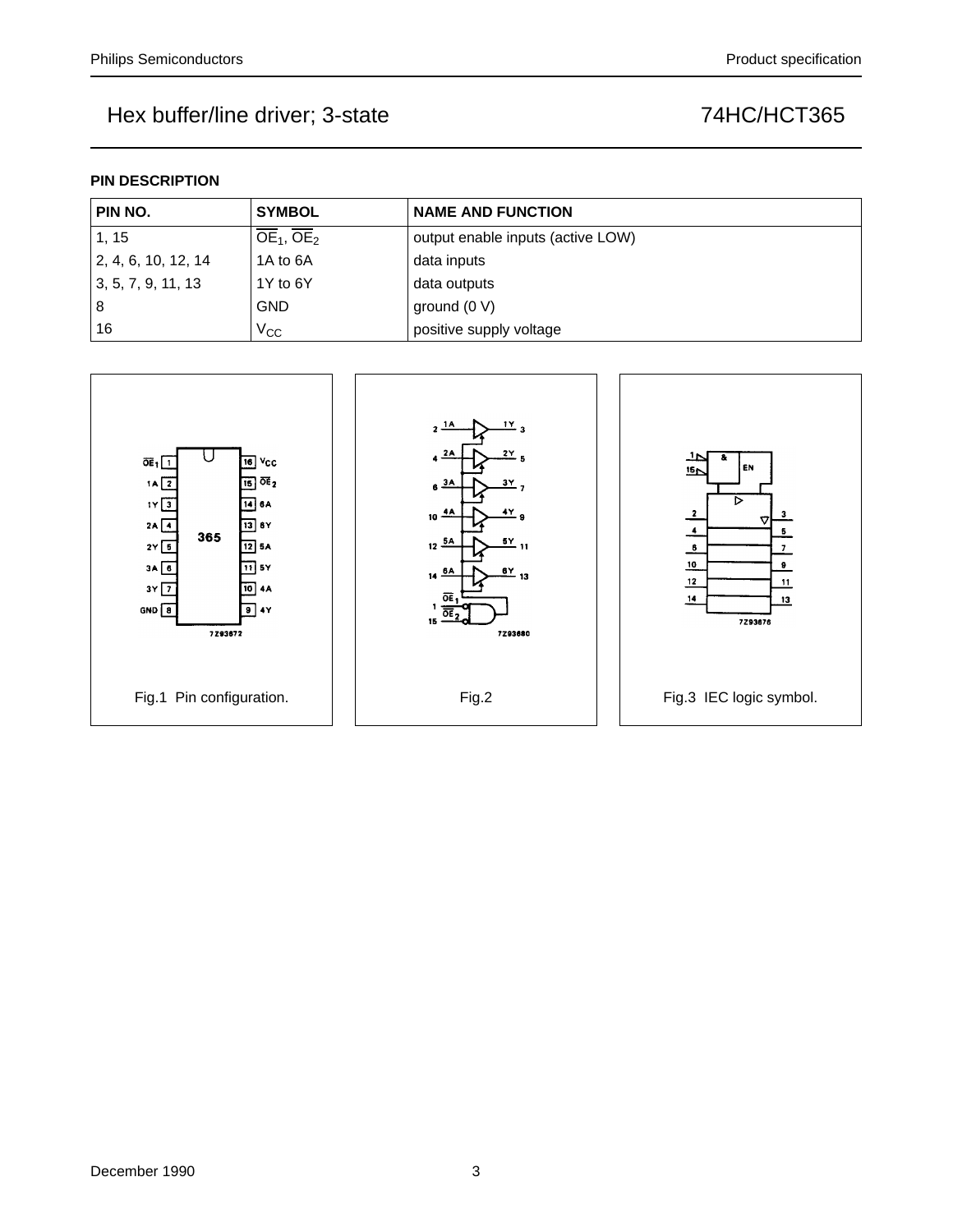### PIN DESCRIPTION

| PIN NO. | SYMBOL | NAME AND FUNCTION |
|---|---|---|
| 1, 15 | $\overline{OE}_1$, $\overline{OE}_2$ | output enable inputs (active LOW) |
| 2, 4, 6, 10, 12, 14 | 1A to 6A | data inputs |
| 3, 5, 7, 9, 11, 13 | 1Y to 6Y | data outputs |
| 8 | GND | ground (0 V) |
| 16 | $V_{CC}$ | positive supply voltage |

Fig.1 Pin configuration.

Fig.2

Fig.3 IEC logic symbol.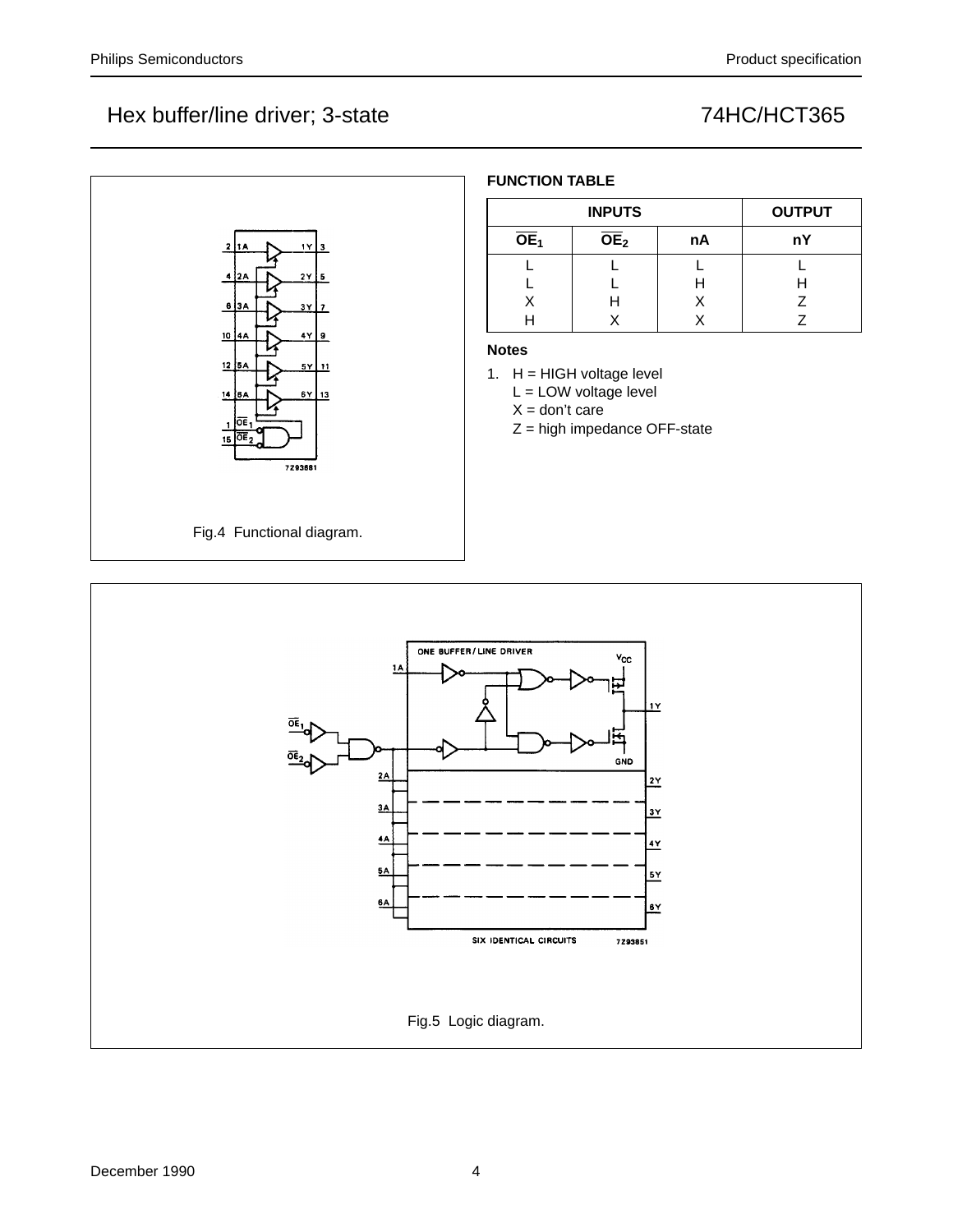Fig.4 Functional diagram.

### FUNCTION TABLE

| INPUTS | | | OUTPUT |
|---|---|---|---|
| $\overline{OE}_1$ | $\overline{OE}_2$ | nA | nY |
| L | L | L | L |
| L | L | H | H |
| X | H | X | Z |
| H | X | X | Z |

**Notes**

1. H = HIGH voltage level
   L = LOW voltage level
   X = don't care
   Z = high impedance OFF-state

Fig.5 Logic diagram.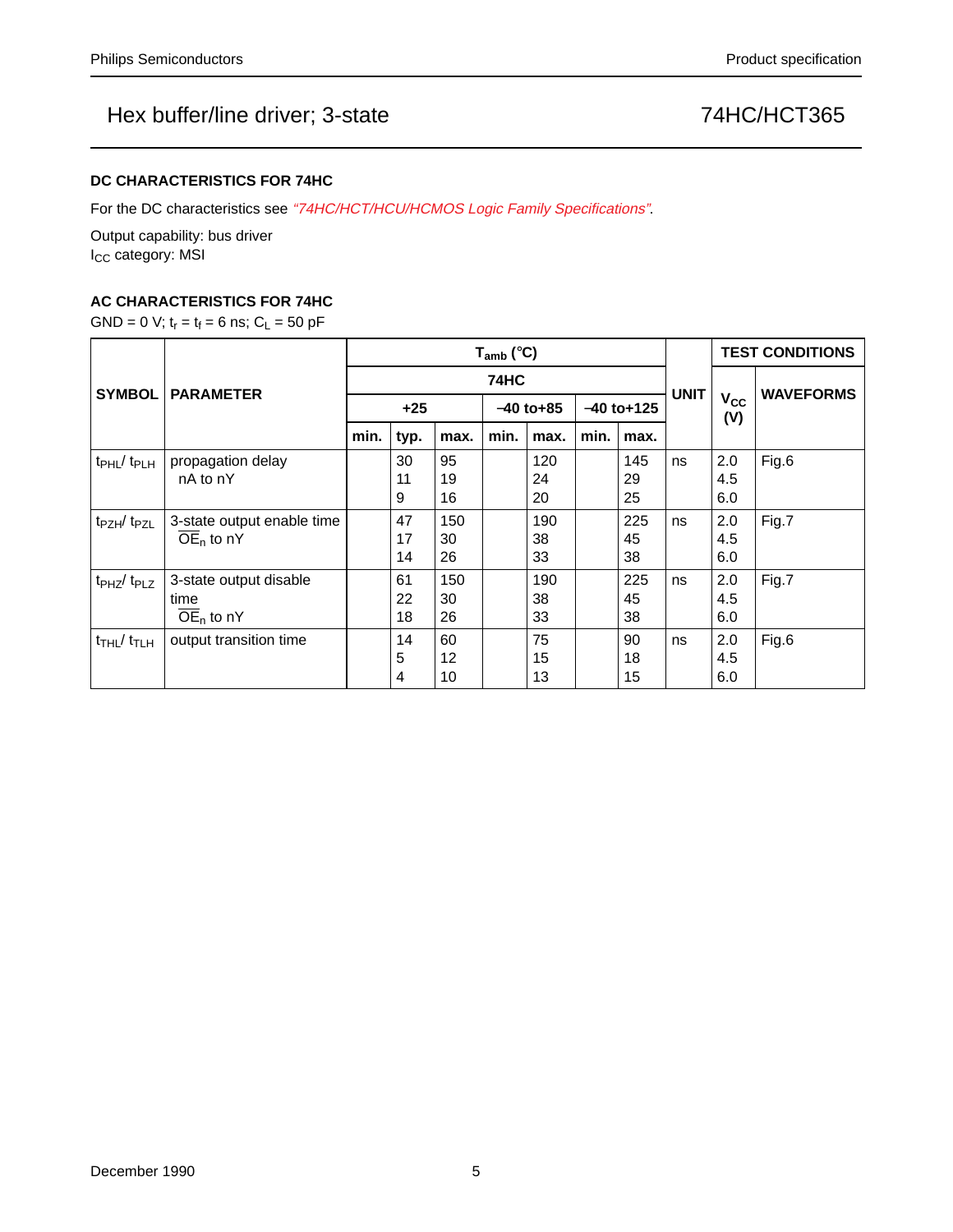## DC CHARACTERISTICS FOR 74HC

For the DC characteristics see *"74HC/HCT/HCU/HCMOS Logic Family Specifications"*.

Output capability: bus driver
$I_{CC}$ category: MSI

## AC CHARACTERISTICS FOR 74HC

GND = 0 V; $t_r = t_f = 6$ ns; $C_L = 50$ pF

| SYMBOL | PARAMETER | $T_{amb}$ (°C) | | | | | | | UNIT | TEST CONDITIONS | |
|---|---|---|---|---|---|---|---|---|---|---|---|
| | | 74HC | | | | | | | | $V_{CC}$ (V) | WAVEFORMS |
| | | +25 | | | −40 to+85 | | −40 to+125 | | | | |
| | | min. | typ. | max. | min. | max. | min. | max. | | | |
| $t_{PHL}/ t_{PLH}$ | propagation delay nA to nY | | 30<br>11<br>9 | 95<br>19<br>16 | | 120<br>24<br>20 | | 145<br>29<br>25 | ns | 2.0<br>4.5<br>6.0 | Fig.6 |
| $t_{PZH}/ t_{PZL}$ | 3-state output enable time $\overline{OE}_n$ to nY | | 47<br>17<br>14 | 150<br>30<br>26 | | 190<br>38<br>33 | | 225<br>45<br>38 | ns | 2.0<br>4.5<br>6.0 | Fig.7 |
| $t_{PHZ}/ t_{PLZ}$ | 3-state output disable time $\overline{OE}_n$ to nY | | 61<br>22<br>18 | 150<br>30<br>26 | | 190<br>38<br>33 | | 225<br>45<br>38 | ns | 2.0<br>4.5<br>6.0 | Fig.7 |
| $t_{THL}/ t_{TLH}$ | output transition time | | 14<br>5<br>4 | 60<br>12<br>10 | | 75<br>15<br>13 | | 90<br>18<br>15 | ns | 2.0<br>4.5<br>6.0 | Fig.6 |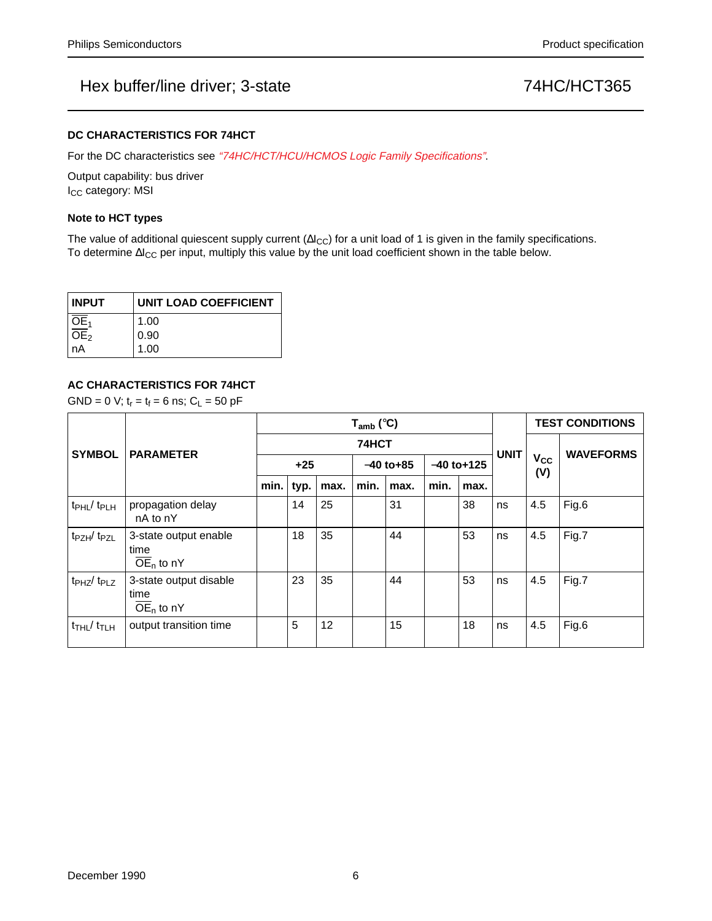## DC CHARACTERISTICS FOR 74HCT

For the DC characteristics see *"74HC/HCT/HCU/HCMOS Logic Family Specifications"*.

Output capability: bus driver
$I_{CC}$ category: MSI

### Note to HCT types

The value of additional quiescent supply current ($\Delta I_{CC}$) for a unit load of 1 is given in the family specifications.
To determine $\Delta I_{CC}$ per input, multiply this value by the unit load coefficient shown in the table below.

| INPUT | UNIT LOAD COEFFICIENT |
|---|---|
| $\overline{OE}_1$ | 1.00 |
| $\overline{OE}_2$ | 0.90 |
| nA | 1.00 |

## AC CHARACTERISTICS FOR 74HCT

GND = 0 V; $t_r = t_f = 6$ ns; $C_L = 50$ pF

| SYMBOL | PARAMETER | $T_{amb}$ (°C) | | | | | | | UNIT | TEST CONDITIONS | |
|---|---|---|---|---|---|---|---|---|---|---|---|
| | | 74HCT | | | | | | | | $V_{CC}$ (V) | WAVEFORMS |
| | | +25 | | | −40 to+85 | | −40 to+125 | | | | |
| | | min. | typ. | max. | min. | max. | min. | max. | | | |
| $t_{PHL}$/ $t_{PLH}$ | propagation delay nA to nY | | 14 | 25 | | 31 | | 38 | ns | 4.5 | Fig.6 |
| $t_{PZH}$/ $t_{PZL}$ | 3-state output enable time $\overline{OE}_n$ to nY | | 18 | 35 | | 44 | | 53 | ns | 4.5 | Fig.7 |
| $t_{PHZ}$/ $t_{PLZ}$ | 3-state output disable time $\overline{OE}_n$ to nY | | 23 | 35 | | 44 | | 53 | ns | 4.5 | Fig.7 |
| $t_{THL}$/ $t_{TLH}$ | output transition time | | 5 | 12 | | 15 | | 18 | ns | 4.5 | Fig.6 |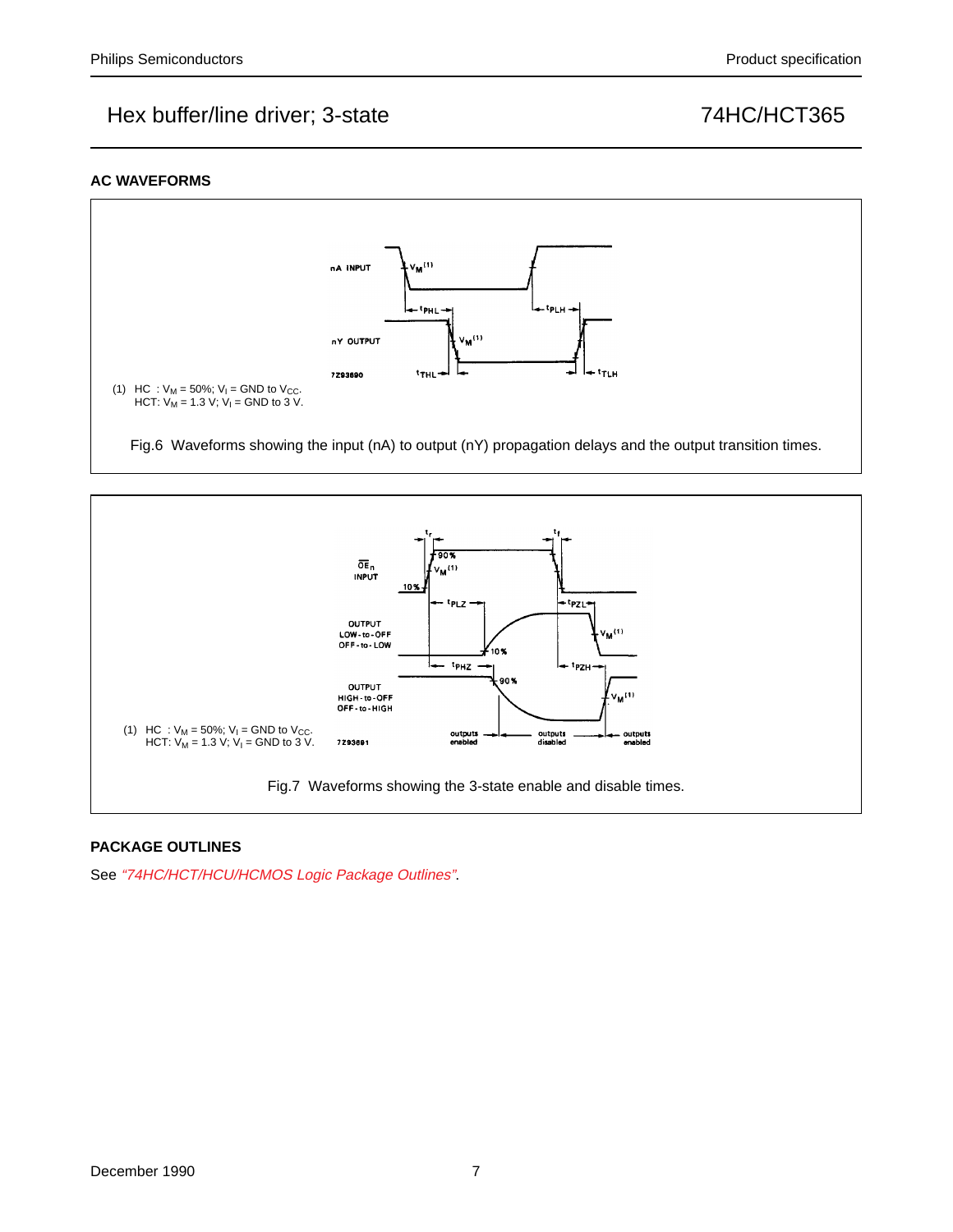## AC WAVEFORMS

nA INPUT

$V_M$ (1)

$t_{PHL}$

$t_{PLH}$

nY OUTPUT

$V_M$ (1)

7Z93690

$t_{THL}$

$t_{TLH}$

(1) HC : $V_M$ = 50%; $V_I$ = GND to $V_{CC}$.
HCT: $V_M$ = 1.3 V; $V_I$ = GND to 3 V.

Fig.6 Waveforms showing the input (nA) to output (nY) propagation delays and the output transition times.

$t_r$

$t_f$

90 %

$\overline{OE}_n$ INPUT

$V_M$ (1)

10 %

$t_{PLZ}$

$t_{PZL}$

OUTPUT LOW-to-OFF OFF-to-LOW

$V_M$ (1)

10 %

$t_{PHZ}$

$t_{PZH}$

90 %

OUTPUT HIGH-to-OFF OFF-to-HIGH

$V_M$ (1)

outputs enabled

outputs disabled

outputs enabled

7Z93691

(1) HC : $V_M$ = 50%; $V_I$ = GND to $V_{CC}$.
HCT: $V_M$ = 1.3 V; $V_I$ = GND to 3 V.

Fig.7 Waveforms showing the 3-state enable and disable times.

## PACKAGE OUTLINES

See *"74HC/HCT/HCU/HCMOS Logic Package Outlines"*.